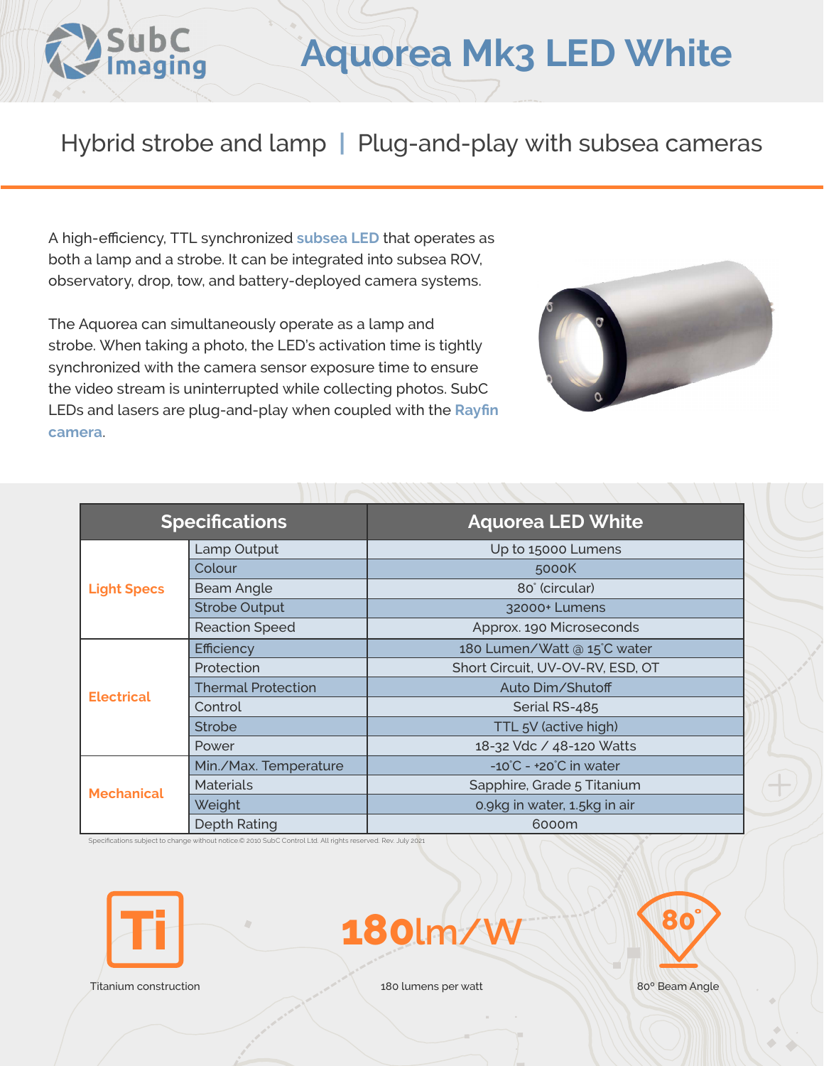SubC Imaging

# Aquorea Mk3 LED White

## Hybrid strobe and lamp | Plug-and-play with subsea cameras

A high-efficiency, TTL synchronized **subsea LED** that operates as both a lamp and a strobe. It can be integrated into subsea ROV, observatory, drop, tow, and battery-deployed camera systems.

The Aquorea can simultaneously operate as a lamp and strobe. When taking a photo, the LED's activation time is tightly synchronized with the camera sensor exposure time to ensure the video stream is uninterrupted while collecting photos. SubC LEDs and lasers are plug-and-play when coupled with the **Rayfin camera**.

| Specifications | | Aquorea LED White |
|---|---|---|
| **Light Specs** | Lamp Output | Up to 15000 Lumens |
| | Colour | 5000K |
| | Beam Angle | 80° (circular) |
| | Strobe Output | 32000+ Lumens |
| | Reaction Speed | Approx. 190 Microseconds |
| **Electrical** | Efficiency | 180 Lumen/Watt @ 15°C water |
| | Protection | Short Circuit, UV-OV-RV, ESD, OT |
| | Thermal Protection | Auto Dim/Shutoff |
| | Control | Serial RS-485 |
| | Strobe | TTL 5V (active high) |
| | Power | 18-32 Vdc / 48-120 Watts |
| **Mechanical** | Min./Max. Temperature | -10°C - +20°C in water |
| | Materials | Sapphire, Grade 5 Titanium |
| | Weight | 0.9kg in water, 1.5kg in air |
| | Depth Rating | 6000m |

Specifications subject to change without notice © 2010 SubC Control Ltd. All rights reserved. Rev. July 2021

**Ti** — Titanium construction

**180lm/W** — 180 lumens per watt

**80°** — 80° Beam Angle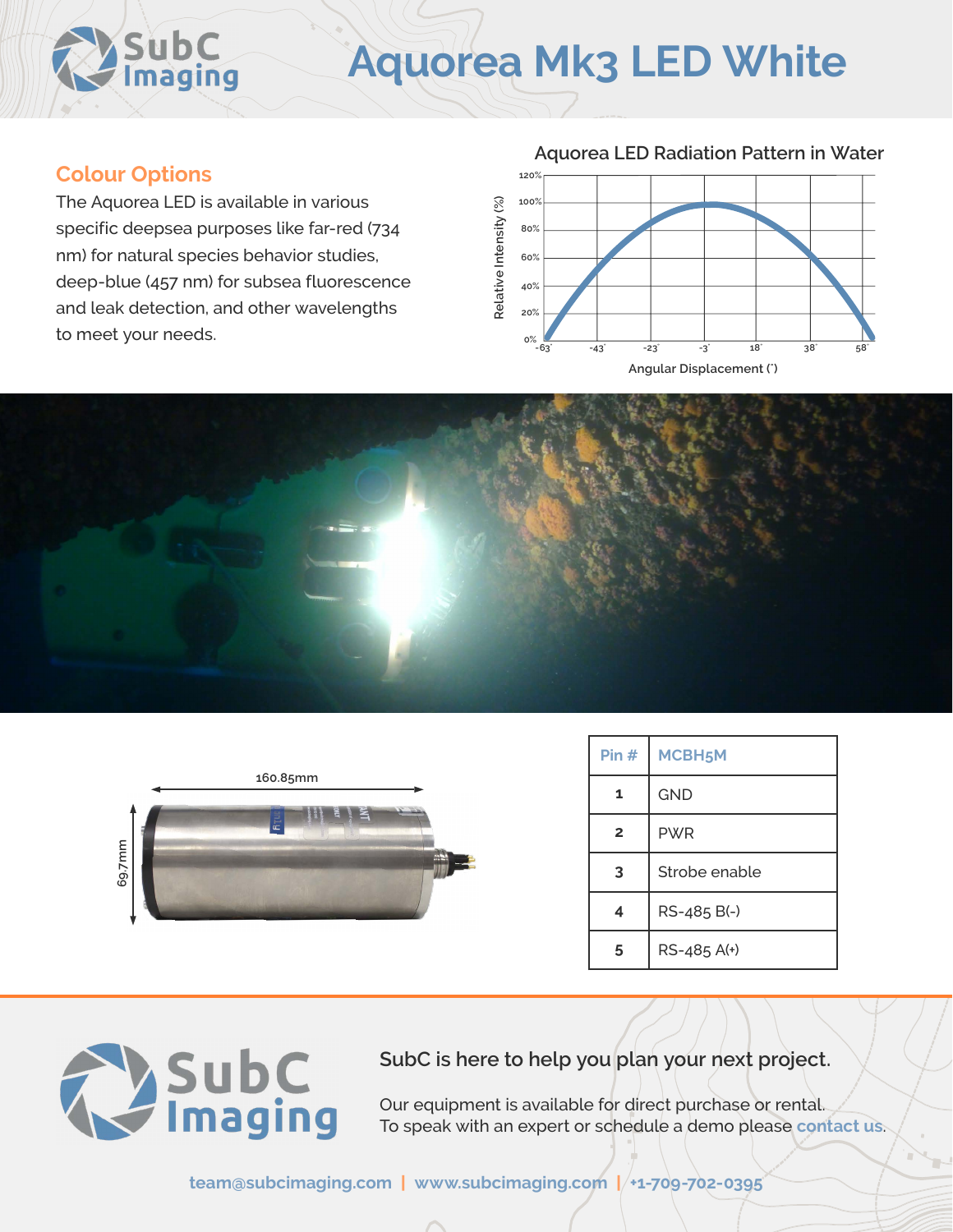# Aquorea Mk3 LED White

## Colour Options

The Aquorea LED is available in various specific deepsea purposes like far-red (734 nm) for natural species behavior studies, deep-blue (457 nm) for subsea fluorescence and leak detection, and other wavelengths to meet your needs.

Aquorea LED Radiation Pattern in Water

Relative Intensity (%)

120%
100%
80%
60%
40%
20%
0%

-63˚ -43˚ -23˚ -3˚ 18˚ 38˚ 58˚

Angular Displacement (˚)

160.85mm

69.7mm

| Pin # | MCBH5M |
|---|---|
| 1 | GND |
| 2 | PWR |
| 3 | Strobe enable |
| 4 | RS-485 B(-) |
| 5 | RS-485 A(+) |

SubC is here to help you plan your next project.

Our equipment is available for direct purchase or rental.
To speak with an expert or schedule a demo please contact us.

team@subcimaging.com | www.subcimaging.com | +1-709-702-0395